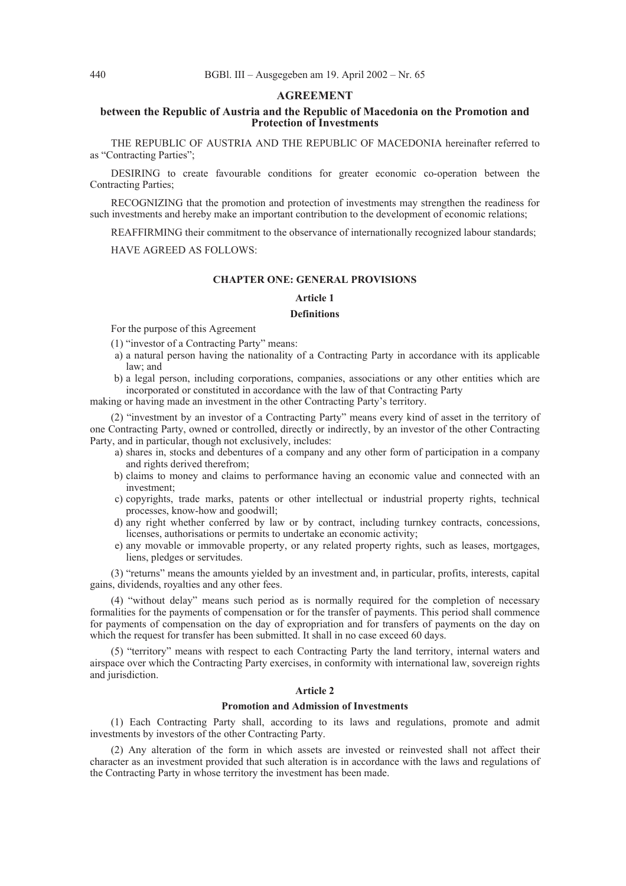# AGREEMENT

## between the Republic of Austria and the Republic of Macedonia on the Promotion and Protection of Investments

THE REPUBLIC OF AUSTRIA AND THE REPUBLIC OF MACEDONIA hereinafter referred to as "Contracting Parties";

DESIRING to create favourable conditions for greater economic co-operation between the Contracting Parties;

RECOGNIZING that the promotion and protection of investments may strengthen the readiness for such investments and hereby make an important contribution to the development of economic relations;

REAFFIRMING their commitment to the observance of internationally recognized labour standards;

HAVE AGREED AS FOLLOWS:

### CHAPTER ONE: GENERAL PROVISIONS

#### Article 1

#### Definitions

For the purpose of this Agreement

(1) "investor of a Contracting Party" means:

a) a natural person having the nationality of a Contracting Party in accordance with its applicable law; and

b) a legal person, including corporations, companies, associations or any other entities which are incorporated or constituted in accordance with the law of that Contracting Party

making or having made an investment in the other Contracting Party's territory.

(2) "investment by an investor of a Contracting Party" means every kind of asset in the territory of one Contracting Party, owned or controlled, directly or indirectly, by an investor of the other Contracting Party, and in particular, though not exclusively, includes:

a) shares in, stocks and debentures of a company and any other form of participation in a company and rights derived therefrom;

b) claims to money and claims to performance having an economic value and connected with an investment;

c) copyrights, trade marks, patents or other intellectual or industrial property rights, technical processes, know-how and goodwill;

d) any right whether conferred by law or by contract, including turnkey contracts, concessions, licenses, authorisations or permits to undertake an economic activity;

e) any movable or immovable property, or any related property rights, such as leases, mortgages, liens, pledges or servitudes.

(3) "returns" means the amounts yielded by an investment and, in particular, profits, interests, capital gains, dividends, royalties and any other fees.

(4) "without delay" means such period as is normally required for the completion of necessary formalities for the payments of compensation or for the transfer of payments. This period shall commence for payments of compensation on the day of expropriation and for transfers of payments on the day on which the request for transfer has been submitted. It shall in no case exceed 60 days.

(5) "territory" means with respect to each Contracting Party the land territory, internal waters and airspace over which the Contracting Party exercises, in conformity with international law, sovereign rights and jurisdiction.

#### Article 2

#### Promotion and Admission of Investments

(1) Each Contracting Party shall, according to its laws and regulations, promote and admit investments by investors of the other Contracting Party.

(2) Any alteration of the form in which assets are invested or reinvested shall not affect their character as an investment provided that such alteration is in accordance with the laws and regulations of the Contracting Party in whose territory the investment has been made.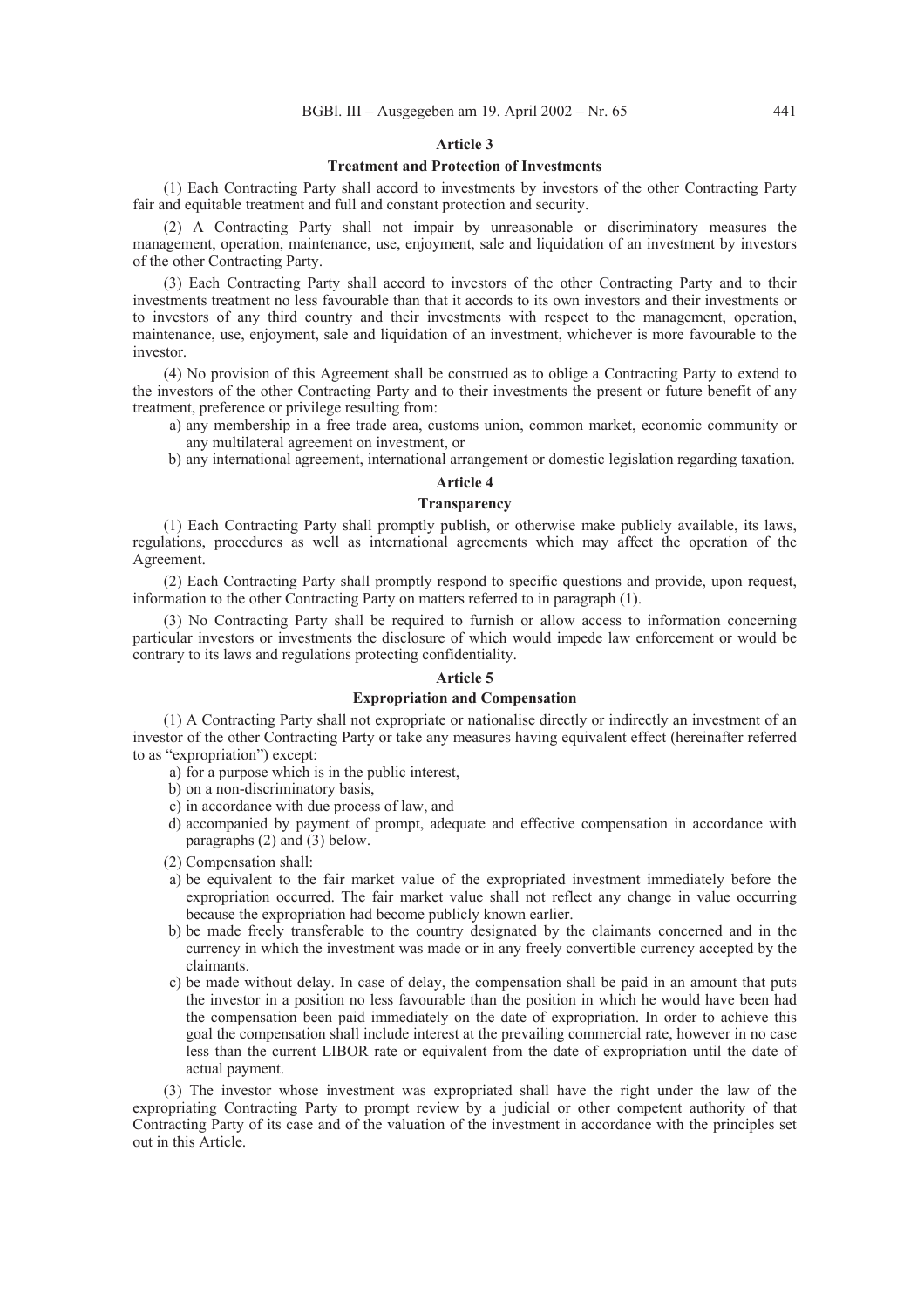## Article 3

### Treatment and Protection of Investments

(1) Each Contracting Party shall accord to investments by investors of the other Contracting Party fair and equitable treatment and full and constant protection and security.

(2) A Contracting Party shall not impair by unreasonable or discriminatory measures the management, operation, maintenance, use, enjoyment, sale and liquidation of an investment by investors of the other Contracting Party.

(3) Each Contracting Party shall accord to investors of the other Contracting Party and to their investments treatment no less favourable than that it accords to its own investors and their investments or to investors of any third country and their investments with respect to the management, operation, maintenance, use, enjoyment, sale and liquidation of an investment, whichever is more favourable to the investor.

(4) No provision of this Agreement shall be construed as to oblige a Contracting Party to extend to the investors of the other Contracting Party and to their investments the present or future benefit of any treatment, preference or privilege resulting from:

a) any membership in a free trade area, customs union, common market, economic community or any multilateral agreement on investment, or

b) any international agreement, international arrangement or domestic legislation regarding taxation.

## Article 4

### Transparency

(1) Each Contracting Party shall promptly publish, or otherwise make publicly available, its laws, regulations, procedures as well as international agreements which may affect the operation of the Agreement.

(2) Each Contracting Party shall promptly respond to specific questions and provide, upon request, information to the other Contracting Party on matters referred to in paragraph (1).

(3) No Contracting Party shall be required to furnish or allow access to information concerning particular investors or investments the disclosure of which would impede law enforcement or would be contrary to its laws and regulations protecting confidentiality.

## Article 5

### Expropriation and Compensation

(1) A Contracting Party shall not expropriate or nationalise directly or indirectly an investment of an investor of the other Contracting Party or take any measures having equivalent effect (hereinafter referred to as "expropriation") except:

a) for a purpose which is in the public interest,

b) on a non-discriminatory basis,

c) in accordance with due process of law, and

d) accompanied by payment of prompt, adequate and effective compensation in accordance with paragraphs (2) and (3) below.

(2) Compensation shall:

a) be equivalent to the fair market value of the expropriated investment immediately before the expropriation occurred. The fair market value shall not reflect any change in value occurring because the expropriation had become publicly known earlier.

b) be made freely transferable to the country designated by the claimants concerned and in the currency in which the investment was made or in any freely convertible currency accepted by the claimants.

c) be made without delay. In case of delay, the compensation shall be paid in an amount that puts the investor in a position no less favourable than the position in which he would have been had the compensation been paid immediately on the date of expropriation. In order to achieve this goal the compensation shall include interest at the prevailing commercial rate, however in no case less than the current LIBOR rate or equivalent from the date of expropriation until the date of actual payment.

(3) The investor whose investment was expropriated shall have the right under the law of the expropriating Contracting Party to prompt review by a judicial or other competent authority of that Contracting Party of its case and of the valuation of the investment in accordance with the principles set out in this Article.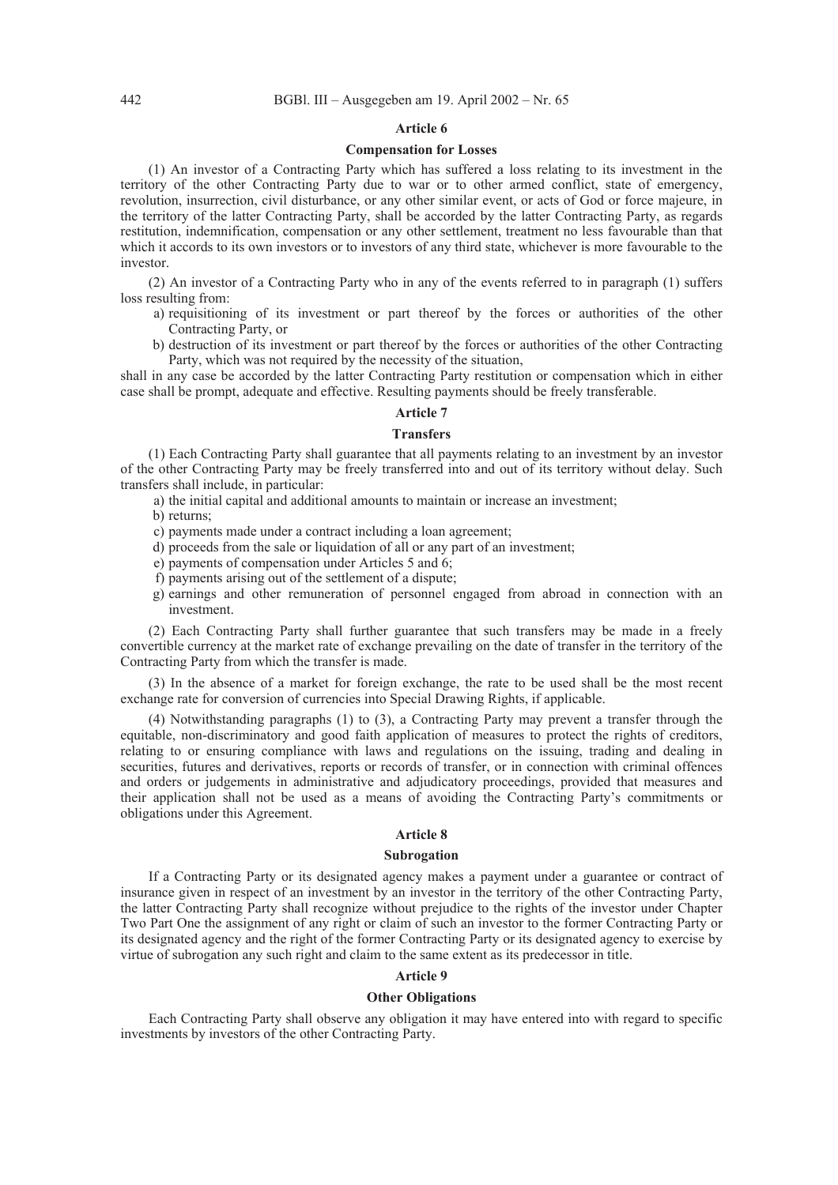## Article 6

### Compensation for Losses

(1) An investor of a Contracting Party which has suffered a loss relating to its investment in the territory of the other Contracting Party due to war or to other armed conflict, state of emergency, revolution, insurrection, civil disturbance, or any other similar event, or acts of God or force majeure, in the territory of the latter Contracting Party, shall be accorded by the latter Contracting Party, as regards restitution, indemnification, compensation or any other settlement, treatment no less favourable than that which it accords to its own investors or to investors of any third state, whichever is more favourable to the investor.

(2) An investor of a Contracting Party who in any of the events referred to in paragraph (1) suffers loss resulting from:

a) requisitioning of its investment or part thereof by the forces or authorities of the other Contracting Party, or

b) destruction of its investment or part thereof by the forces or authorities of the other Contracting Party, which was not required by the necessity of the situation,

shall in any case be accorded by the latter Contracting Party restitution or compensation which in either case shall be prompt, adequate and effective. Resulting payments should be freely transferable.

## Article 7

### Transfers

(1) Each Contracting Party shall guarantee that all payments relating to an investment by an investor of the other Contracting Party may be freely transferred into and out of its territory without delay. Such transfers shall include, in particular:

a) the initial capital and additional amounts to maintain or increase an investment;

b) returns;

c) payments made under a contract including a loan agreement;

d) proceeds from the sale or liquidation of all or any part of an investment;

e) payments of compensation under Articles 5 and 6;

f) payments arising out of the settlement of a dispute;

g) earnings and other remuneration of personnel engaged from abroad in connection with an investment.

(2) Each Contracting Party shall further guarantee that such transfers may be made in a freely convertible currency at the market rate of exchange prevailing on the date of transfer in the territory of the Contracting Party from which the transfer is made.

(3) In the absence of a market for foreign exchange, the rate to be used shall be the most recent exchange rate for conversion of currencies into Special Drawing Rights, if applicable.

(4) Notwithstanding paragraphs (1) to (3), a Contracting Party may prevent a transfer through the equitable, non-discriminatory and good faith application of measures to protect the rights of creditors, relating to or ensuring compliance with laws and regulations on the issuing, trading and dealing in securities, futures and derivatives, reports or records of transfer, or in connection with criminal offences and orders or judgements in administrative and adjudicatory proceedings, provided that measures and their application shall not be used as a means of avoiding the Contracting Party's commitments or obligations under this Agreement.

## Article 8

### Subrogation

If a Contracting Party or its designated agency makes a payment under a guarantee or contract of insurance given in respect of an investment by an investor in the territory of the other Contracting Party, the latter Contracting Party shall recognize without prejudice to the rights of the investor under Chapter Two Part One the assignment of any right or claim of such an investor to the former Contracting Party or its designated agency and the right of the former Contracting Party or its designated agency to exercise by virtue of subrogation any such right and claim to the same extent as its predecessor in title.

## Article 9

### Other Obligations

Each Contracting Party shall observe any obligation it may have entered into with regard to specific investments by investors of the other Contracting Party.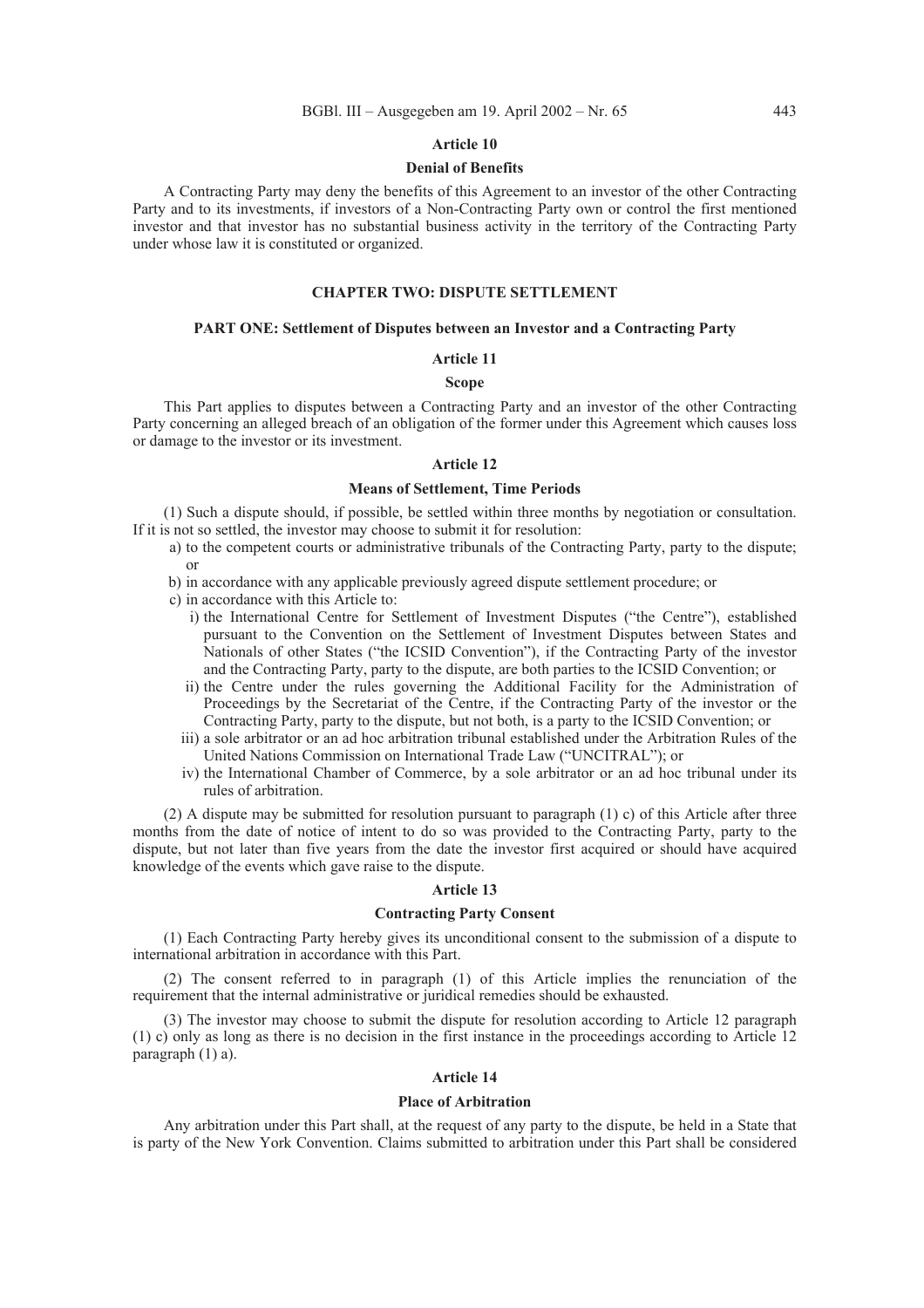### Article 10

### Denial of Benefits

A Contracting Party may deny the benefits of this Agreement to an investor of the other Contracting Party and to its investments, if investors of a Non-Contracting Party own or control the first mentioned investor and that investor has no substantial business activity in the territory of the Contracting Party under whose law it is constituted or organized.

## CHAPTER TWO: DISPUTE SETTLEMENT

### PART ONE: Settlement of Disputes between an Investor and a Contracting Party

### Article 11

### Scope

This Part applies to disputes between a Contracting Party and an investor of the other Contracting Party concerning an alleged breach of an obligation of the former under this Agreement which causes loss or damage to the investor or its investment.

### Article 12

### Means of Settlement, Time Periods

(1) Such a dispute should, if possible, be settled within three months by negotiation or consultation. If it is not so settled, the investor may choose to submit it for resolution:

a) to the competent courts or administrative tribunals of the Contracting Party, party to the dispute; or

b) in accordance with any applicable previously agreed dispute settlement procedure; or

c) in accordance with this Article to:

i) the International Centre for Settlement of Investment Disputes ("the Centre"), established pursuant to the Convention on the Settlement of Investment Disputes between States and Nationals of other States ("the ICSID Convention"), if the Contracting Party of the investor and the Contracting Party, party to the dispute, are both parties to the ICSID Convention; or

ii) the Centre under the rules governing the Additional Facility for the Administration of Proceedings by the Secretariat of the Centre, if the Contracting Party of the investor or the Contracting Party, party to the dispute, but not both, is a party to the ICSID Convention; or

iii) a sole arbitrator or an ad hoc arbitration tribunal established under the Arbitration Rules of the United Nations Commission on International Trade Law ("UNCITRAL"); or

iv) the International Chamber of Commerce, by a sole arbitrator or an ad hoc tribunal under its rules of arbitration.

(2) A dispute may be submitted for resolution pursuant to paragraph (1) c) of this Article after three months from the date of notice of intent to do so was provided to the Contracting Party, party to the dispute, but not later than five years from the date the investor first acquired or should have acquired knowledge of the events which gave raise to the dispute.

### Article 13

### Contracting Party Consent

(1) Each Contracting Party hereby gives its unconditional consent to the submission of a dispute to international arbitration in accordance with this Part.

(2) The consent referred to in paragraph (1) of this Article implies the renunciation of the requirement that the internal administrative or juridical remedies should be exhausted.

(3) The investor may choose to submit the dispute for resolution according to Article 12 paragraph (1) c) only as long as there is no decision in the first instance in the proceedings according to Article 12 paragraph (1) a).

### Article 14

### Place of Arbitration

Any arbitration under this Part shall, at the request of any party to the dispute, be held in a State that is party of the New York Convention. Claims submitted to arbitration under this Part shall be considered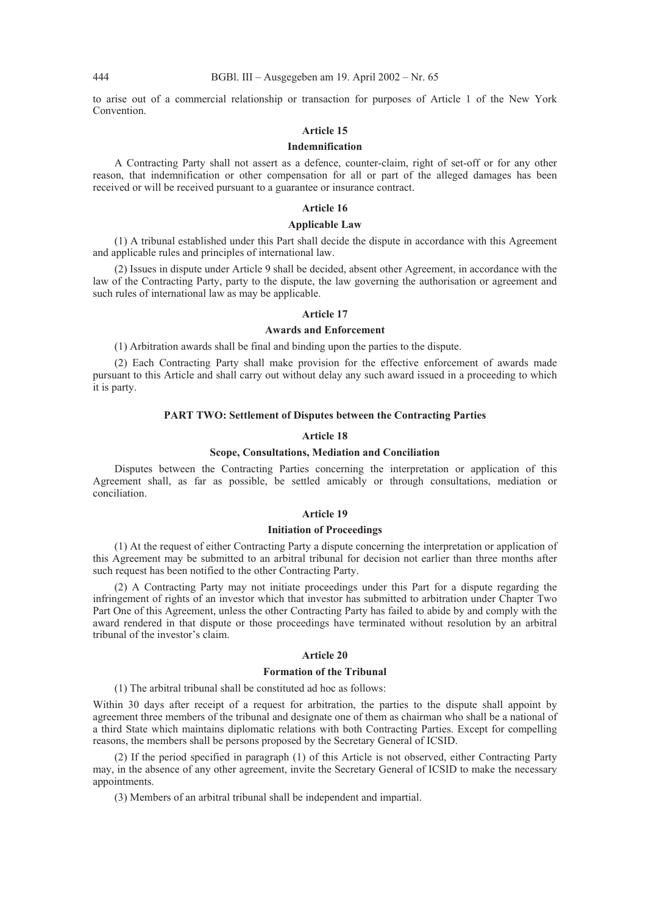to arise out of a commercial relationship or transaction for purposes of Article 1 of the New York Convention.

### Article 15

### Indemnification

A Contracting Party shall not assert as a defence, counter-claim, right of set-off or for any other reason, that indemnification or other compensation for all or part of the alleged damages has been received or will be received pursuant to a guarantee or insurance contract.

### Article 16

### Applicable Law

(1) A tribunal established under this Part shall decide the dispute in accordance with this Agreement and applicable rules and principles of international law.

(2) Issues in dispute under Article 9 shall be decided, absent other Agreement, in accordance with the law of the Contracting Party, party to the dispute, the law governing the authorisation or agreement and such rules of international law as may be applicable.

### Article 17

### Awards and Enforcement

(1) Arbitration awards shall be final and binding upon the parties to the dispute.

(2) Each Contracting Party shall make provision for the effective enforcement of awards made pursuant to this Article and shall carry out without delay any such award issued in a proceeding to which it is party.

## PART TWO: Settlement of Disputes between the Contracting Parties

### Article 18

### Scope, Consultations, Mediation and Conciliation

Disputes between the Contracting Parties concerning the interpretation or application of this Agreement shall, as far as possible, be settled amicably or through consultations, mediation or conciliation.

### Article 19

### Initiation of Proceedings

(1) At the request of either Contracting Party a dispute concerning the interpretation or application of this Agreement may be submitted to an arbitral tribunal for decision not earlier than three months after such request has been notified to the other Contracting Party.

(2) A Contracting Party may not initiate proceedings under this Part for a dispute regarding the infringement of rights of an investor which that investor has submitted to arbitration under Chapter Two Part One of this Agreement, unless the other Contracting Party has failed to abide by and comply with the award rendered in that dispute or those proceedings have terminated without resolution by an arbitral tribunal of the investor's claim.

### Article 20

### Formation of the Tribunal

(1) The arbitral tribunal shall be constituted ad hoc as follows:

Within 30 days after receipt of a request for arbitration, the parties to the dispute shall appoint by agreement three members of the tribunal and designate one of them as chairman who shall be a national of a third State which maintains diplomatic relations with both Contracting Parties. Except for compelling reasons, the members shall be persons proposed by the Secretary General of ICSID.

(2) If the period specified in paragraph (1) of this Article is not observed, either Contracting Party may, in the absence of any other agreement, invite the Secretary General of ICSID to make the necessary appointments.

(3) Members of an arbitral tribunal shall be independent and impartial.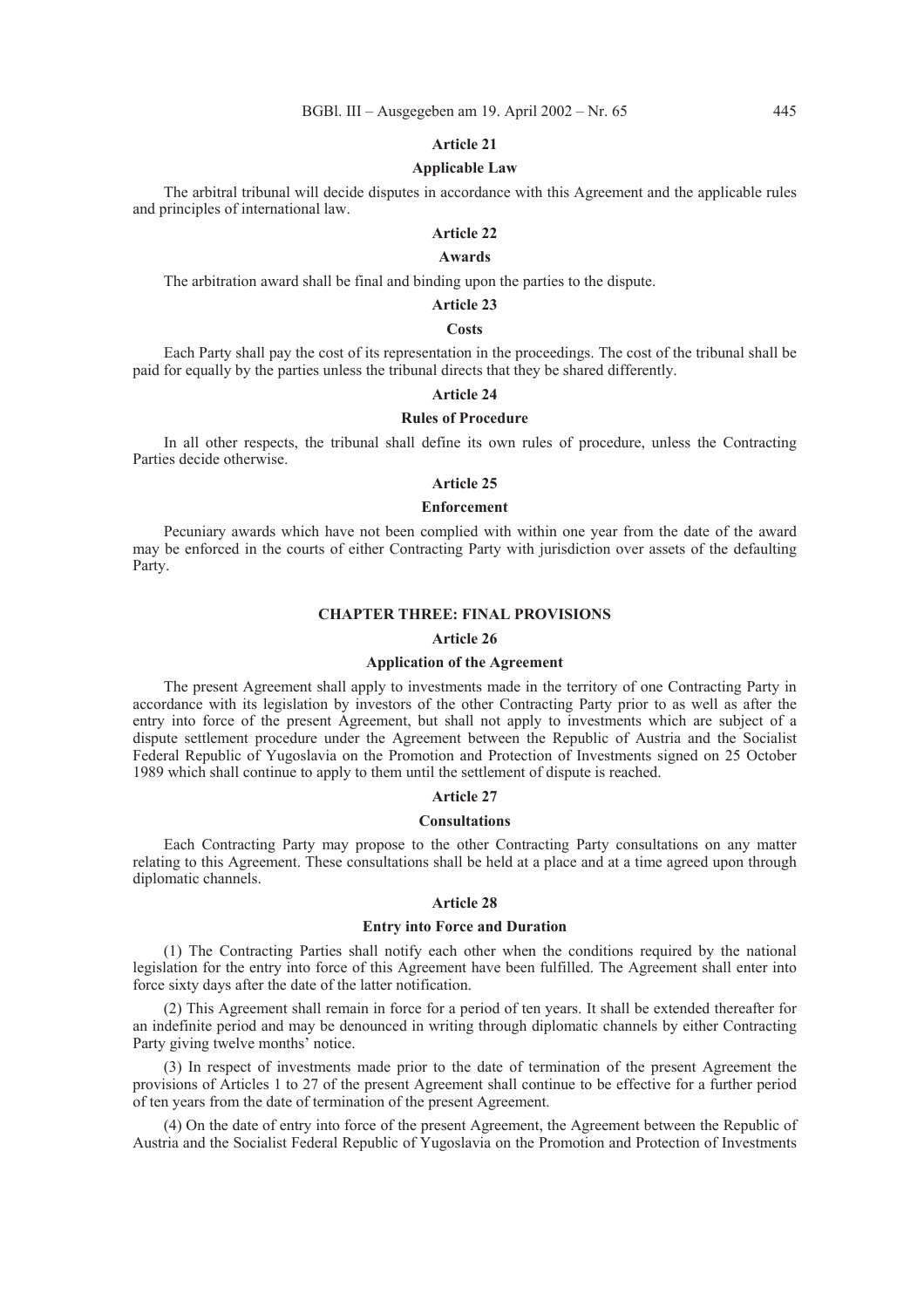### Article 21

### Applicable Law

The arbitral tribunal will decide disputes in accordance with this Agreement and the applicable rules and principles of international law.

### Article 22

### Awards

The arbitration award shall be final and binding upon the parties to the dispute.

### Article 23

### Costs

Each Party shall pay the cost of its representation in the proceedings. The cost of the tribunal shall be paid for equally by the parties unless the tribunal directs that they be shared differently.

### Article 24

### Rules of Procedure

In all other respects, the tribunal shall define its own rules of procedure, unless the Contracting Parties decide otherwise.

### Article 25

### Enforcement

Pecuniary awards which have not been complied with within one year from the date of the award may be enforced in the courts of either Contracting Party with jurisdiction over assets of the defaulting Party.

## CHAPTER THREE: FINAL PROVISIONS

### Article 26

### Application of the Agreement

The present Agreement shall apply to investments made in the territory of one Contracting Party in accordance with its legislation by investors of the other Contracting Party prior to as well as after the entry into force of the present Agreement, but shall not apply to investments which are subject of a dispute settlement procedure under the Agreement between the Republic of Austria and the Socialist Federal Republic of Yugoslavia on the Promotion and Protection of Investments signed on 25 October 1989 which shall continue to apply to them until the settlement of dispute is reached.

### Article 27

### Consultations

Each Contracting Party may propose to the other Contracting Party consultations on any matter relating to this Agreement. These consultations shall be held at a place and at a time agreed upon through diplomatic channels.

### Article 28

### Entry into Force and Duration

(1) The Contracting Parties shall notify each other when the conditions required by the national legislation for the entry into force of this Agreement have been fulfilled. The Agreement shall enter into force sixty days after the date of the latter notification.

(2) This Agreement shall remain in force for a period of ten years. It shall be extended thereafter for an indefinite period and may be denounced in writing through diplomatic channels by either Contracting Party giving twelve months' notice.

(3) In respect of investments made prior to the date of termination of the present Agreement the provisions of Articles 1 to 27 of the present Agreement shall continue to be effective for a further period of ten years from the date of termination of the present Agreement.

(4) On the date of entry into force of the present Agreement, the Agreement between the Republic of Austria and the Socialist Federal Republic of Yugoslavia on the Promotion and Protection of Investments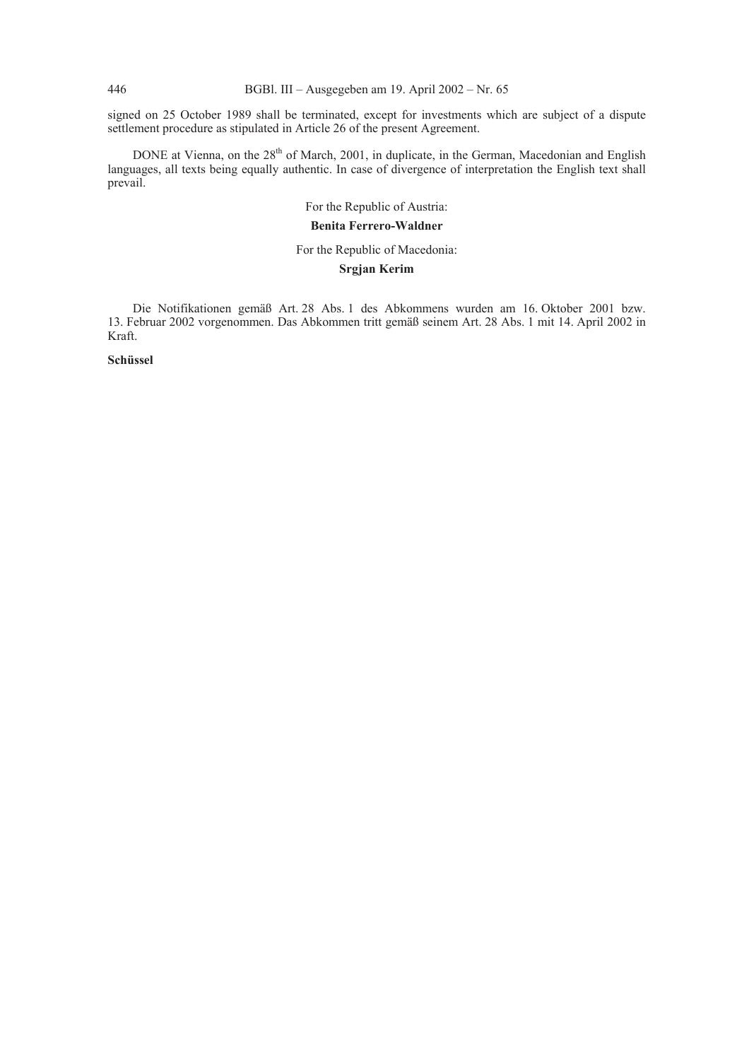signed on 25 October 1989 shall be terminated, except for investments which are subject of a dispute settlement procedure as stipulated in Article 26 of the present Agreement.

DONE at Vienna, on the 28th of March, 2001, in duplicate, in the German, Macedonian and English languages, all texts being equally authentic. In case of divergence of interpretation the English text shall prevail.

For the Republic of Austria:

**Benita Ferrero-Waldner**

For the Republic of Macedonia:

**Srgjan Kerim**

Die Notifikationen gemäß Art. 28 Abs. 1 des Abkommens wurden am 16. Oktober 2001 bzw. 13. Februar 2002 vorgenommen. Das Abkommen tritt gemäß seinem Art. 28 Abs. 1 mit 14. April 2002 in Kraft.

**Schüssel**